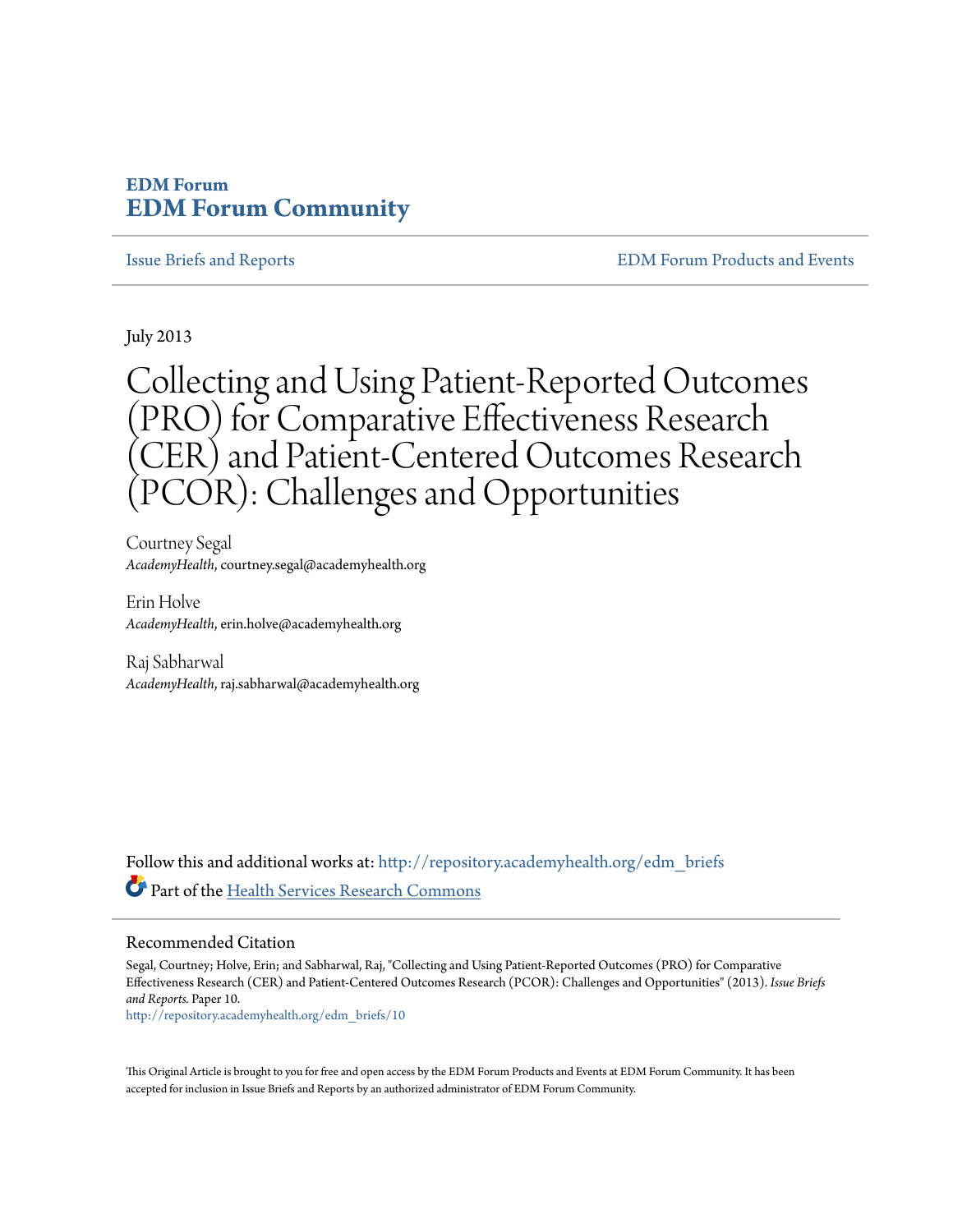**EDM Forum**
**EDM Forum Community**

Issue Briefs and Reports | EDM Forum Products and Events

July 2013

# Collecting and Using Patient-Reported Outcomes (PRO) for Comparative Effectiveness Research (CER) and Patient-Centered Outcomes Research (PCOR): Challenges and Opportunities

Courtney Segal
*AcademyHealth*, courtney.segal@academyhealth.org

Erin Holve
*AcademyHealth*, erin.holve@academyhealth.org

Raj Sabharwal
*AcademyHealth*, raj.sabharwal@academyhealth.org

Follow this and additional works at: http://repository.academyhealth.org/edm_briefs

Part of the Health Services Research Commons

## Recommended Citation

Segal, Courtney; Holve, Erin; and Sabharwal, Raj, "Collecting and Using Patient-Reported Outcomes (PRO) for Comparative Effectiveness Research (CER) and Patient-Centered Outcomes Research (PCOR): Challenges and Opportunities" (2013). *Issue Briefs and Reports.* Paper 10.
http://repository.academyhealth.org/edm_briefs/10

This Original Article is brought to you for free and open access by the EDM Forum Products and Events at EDM Forum Community. It has been accepted for inclusion in Issue Briefs and Reports by an authorized administrator of EDM Forum Community.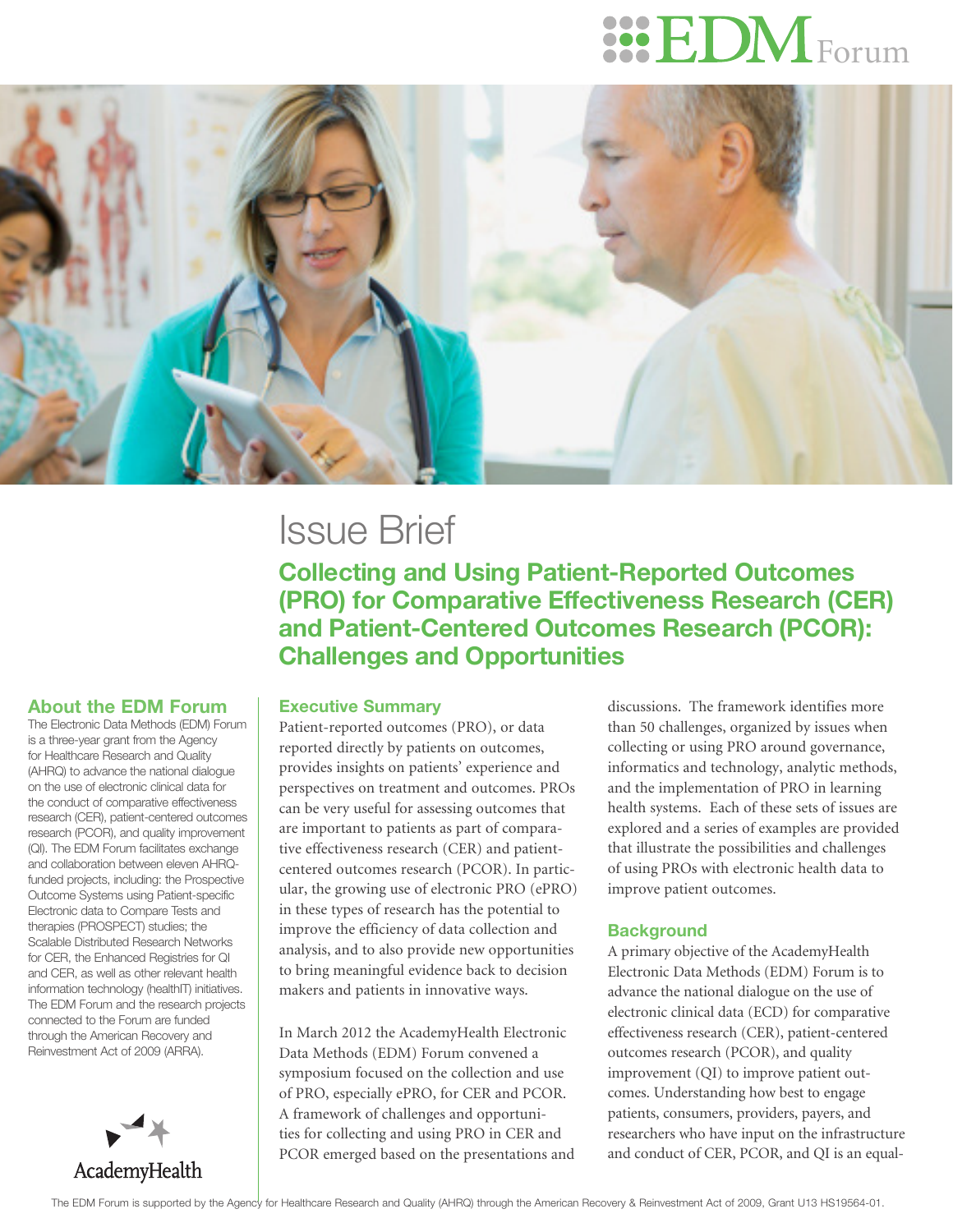# Issue Brief

## Collecting and Using Patient-Reported Outcomes (PRO) for Comparative Effectiveness Research (CER) and Patient-Centered Outcomes Research (PCOR): Challenges and Opportunities

### About the EDM Forum

The Electronic Data Methods (EDM) Forum is a three-year grant from the Agency for Healthcare Research and Quality (AHRQ) to advance the national dialogue on the use of electronic clinical data for the conduct of comparative effectiveness research (CER), patient-centered outcomes research (PCOR), and quality improvement (QI). The EDM Forum facilitates exchange and collaboration between eleven AHRQ-funded projects, including: the Prospective Outcome Systems using Patient-specific Electronic data to Compare Tests and therapies (PROSPECT) studies; the Scalable Distributed Research Networks for CER, the Enhanced Registries for QI and CER, as well as other relevant health information technology (healthIT) initiatives. The EDM Forum and the research projects connected to the Forum are funded through the American Recovery and Reinvestment Act of 2009 (ARRA).

### Executive Summary

Patient-reported outcomes (PRO), or data reported directly by patients on outcomes, provides insights on patients' experience and perspectives on treatment and outcomes. PROs can be very useful for assessing outcomes that are important to patients as part of comparative effectiveness research (CER) and patient-centered outcomes research (PCOR). In particular, the growing use of electronic PRO (ePRO) in these types of research has the potential to improve the efficiency of data collection and analysis, and to also provide new opportunities to bring meaningful evidence back to decision makers and patients in innovative ways.

In March 2012 the AcademyHealth Electronic Data Methods (EDM) Forum convened a symposium focused on the collection and use of PRO, especially ePRO, for CER and PCOR. A framework of challenges and opportunities for collecting and using PRO in CER and PCOR emerged based on the presentations and discussions. The framework identifies more than 50 challenges, organized by issues when collecting or using PRO around governance, informatics and technology, analytic methods, and the implementation of PRO in learning health systems. Each of these sets of issues are explored and a series of examples are provided that illustrate the possibilities and challenges of using PROs with electronic health data to improve patient outcomes.

### Background

A primary objective of the AcademyHealth Electronic Data Methods (EDM) Forum is to advance the national dialogue on the use of electronic clinical data (ECD) for comparative effectiveness research (CER), patient-centered outcomes research (PCOR), and quality improvement (QI) to improve patient outcomes. Understanding how best to engage patients, consumers, providers, payers, and researchers who have input on the infrastructure and conduct of CER, PCOR, and QI is an equal-

The EDM Forum is supported by the Agency for Healthcare Research and Quality (AHRQ) through the American Recovery & Reinvestment Act of 2009, Grant U13 HS19564-01.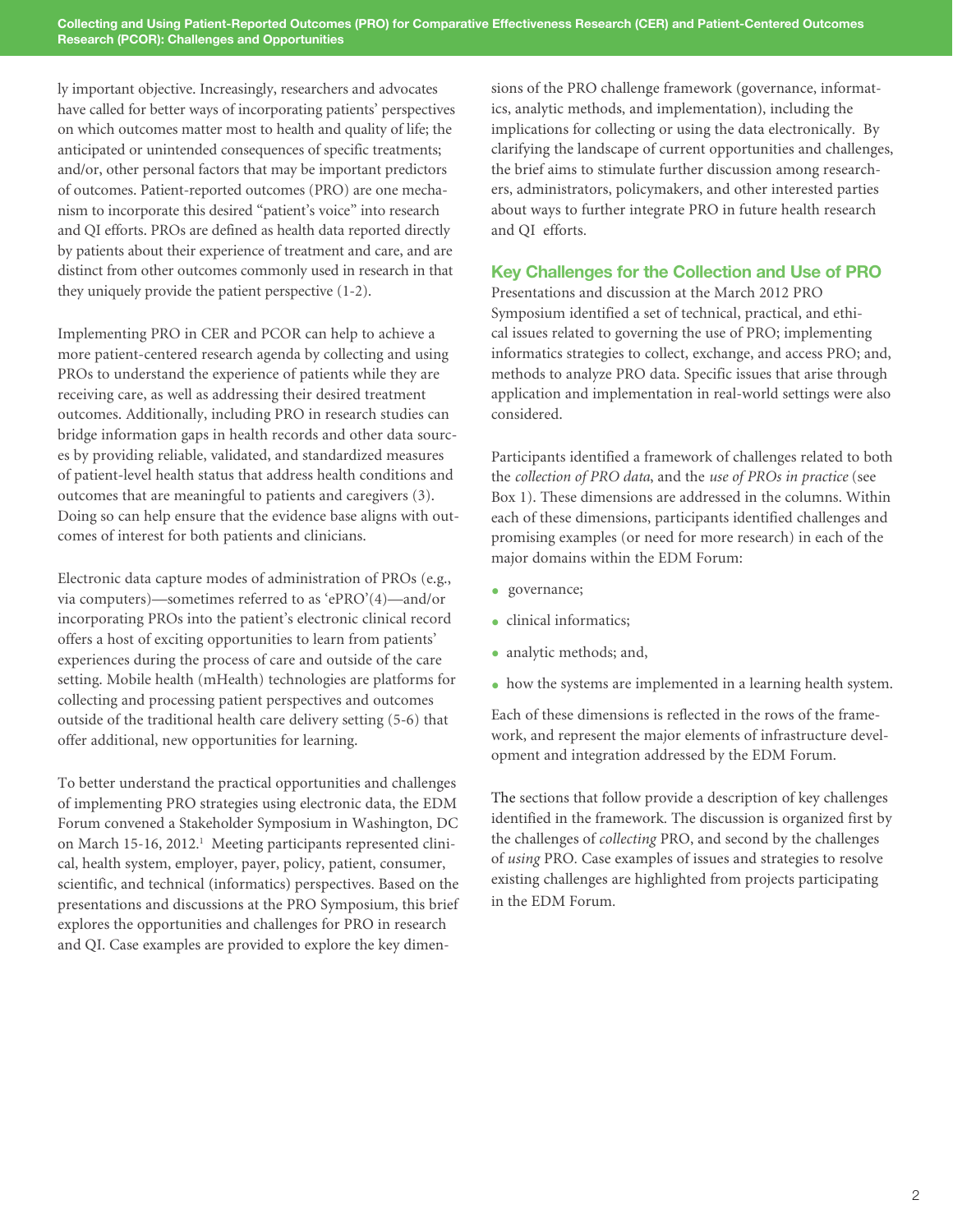ly important objective. Increasingly, researchers and advocates have called for better ways of incorporating patients' perspectives on which outcomes matter most to health and quality of life; the anticipated or unintended consequences of specific treatments; and/or, other personal factors that may be important predictors of outcomes. Patient-reported outcomes (PRO) are one mechanism to incorporate this desired "patient's voice" into research and QI efforts. PROs are defined as health data reported directly by patients about their experience of treatment and care, and are distinct from other outcomes commonly used in research in that they uniquely provide the patient perspective (1-2).

Implementing PRO in CER and PCOR can help to achieve a more patient-centered research agenda by collecting and using PROs to understand the experience of patients while they are receiving care, as well as addressing their desired treatment outcomes. Additionally, including PRO in research studies can bridge information gaps in health records and other data sources by providing reliable, validated, and standardized measures of patient-level health status that address health conditions and outcomes that are meaningful to patients and caregivers (3). Doing so can help ensure that the evidence base aligns with outcomes of interest for both patients and clinicians.

Electronic data capture modes of administration of PROs (e.g., via computers)—sometimes referred to as 'ePRO'(4)—and/or incorporating PROs into the patient's electronic clinical record offers a host of exciting opportunities to learn from patients' experiences during the process of care and outside of the care setting. Mobile health (mHealth) technologies are platforms for collecting and processing patient perspectives and outcomes outside of the traditional health care delivery setting (5-6) that offer additional, new opportunities for learning.

To better understand the practical opportunities and challenges of implementing PRO strategies using electronic data, the EDM Forum convened a Stakeholder Symposium in Washington, DC on March 15-16, 2012.[1] Meeting participants represented clinical, health system, employer, payer, policy, patient, consumer, scientific, and technical (informatics) perspectives. Based on the presentations and discussions at the PRO Symposium, this brief explores the opportunities and challenges for PRO in research and QI. Case examples are provided to explore the key dimensions of the PRO challenge framework (governance, informatics, analytic methods, and implementation), including the implications for collecting or using the data electronically. By clarifying the landscape of current opportunities and challenges, the brief aims to stimulate further discussion among researchers, administrators, policymakers, and other interested parties about ways to further integrate PRO in future health research and QI efforts.

## Key Challenges for the Collection and Use of PRO

Presentations and discussion at the March 2012 PRO Symposium identified a set of technical, practical, and ethical issues related to governing the use of PRO; implementing informatics strategies to collect, exchange, and access PRO; and, methods to analyze PRO data. Specific issues that arise through application and implementation in real-world settings were also considered.

Participants identified a framework of challenges related to both the *collection of PRO data*, and the *use of PROs in practice* (see Box 1). These dimensions are addressed in the columns. Within each of these dimensions, participants identified challenges and promising examples (or need for more research) in each of the major domains within the EDM Forum:

- governance;
- clinical informatics;
- analytic methods; and,
- how the systems are implemented in a learning health system.

Each of these dimensions is reflected in the rows of the framework, and represent the major elements of infrastructure development and integration addressed by the EDM Forum.

The sections that follow provide a description of key challenges identified in the framework. The discussion is organized first by the challenges of *collecting* PRO, and second by the challenges of *using* PRO. Case examples of issues and strategies to resolve existing challenges are highlighted from projects participating in the EDM Forum.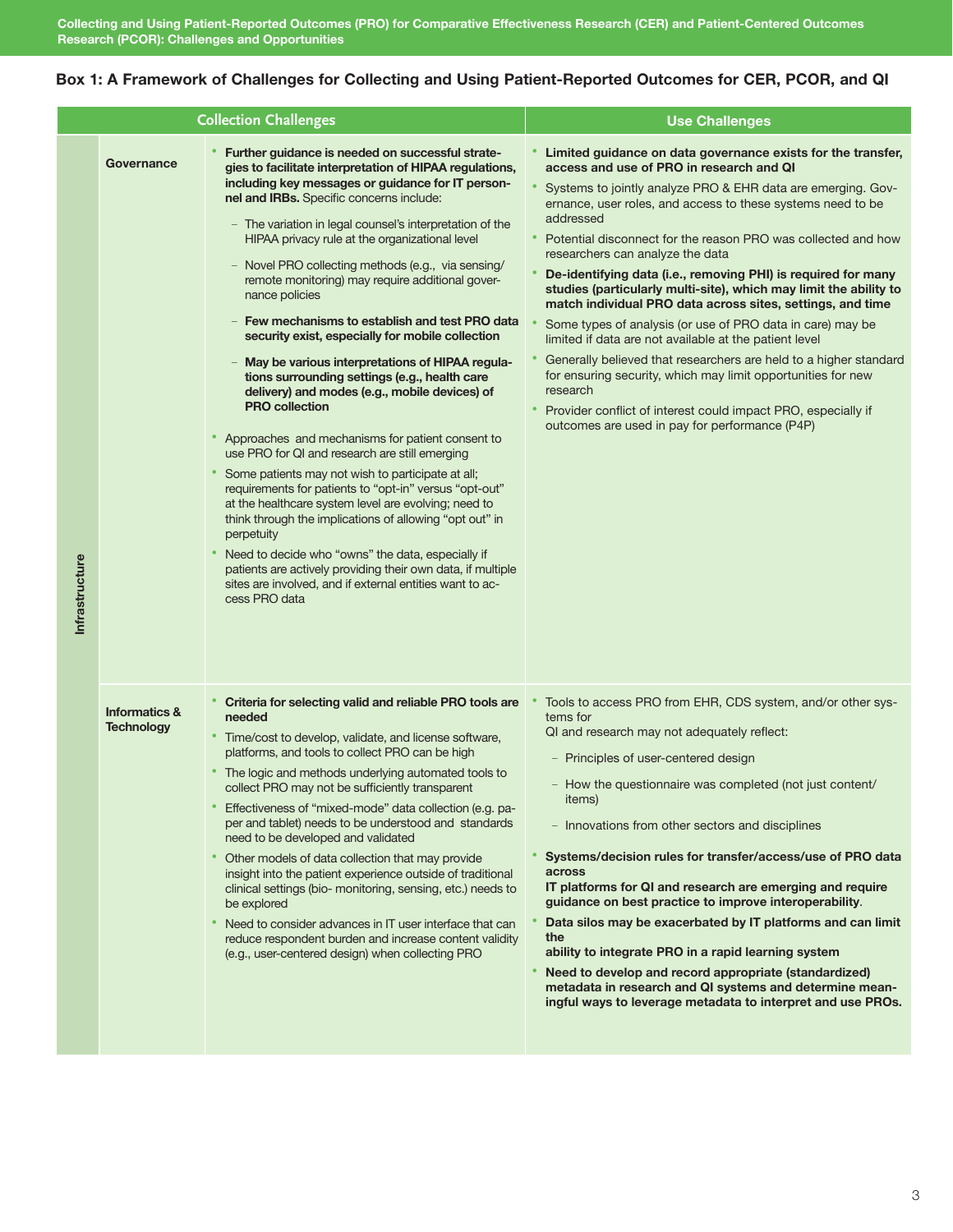## Box 1: A Framework of Challenges for Collecting and Using Patient-Reported Outcomes for CER, PCOR, and QI

| | | Collection Challenges | Use Challenges |
|---|---|---|---|
| Infrastructure | Governance | • **Further guidance is needed on successful strategies to facilitate interpretation of HIPAA regulations, including key messages or guidance for IT personnel and IRBs.** Specific concerns include:<br>– The variation in legal counsel's interpretation of the HIPAA privacy rule at the organizational level<br>– Novel PRO collecting methods (e.g., via sensing/ remote monitoring) may require additional governance policies<br>– **Few mechanisms to establish and test PRO data security exist, especially for mobile collection**<br>– **May be various interpretations of HIPAA regulations surrounding settings (e.g., health care delivery) and modes (e.g., mobile devices) of PRO collection**<br>• Approaches and mechanisms for patient consent to use PRO for QI and research are still emerging<br>• Some patients may not wish to participate at all; requirements for patients to "opt-in" versus "opt-out" at the healthcare system level are evolving; need to think through the implications of allowing "opt out" in perpetuity<br>• Need to decide who "owns" the data, especially if patients are actively providing their own data, if multiple sites are involved, and if external entities want to access PRO data | • **Limited guidance on data governance exists for the transfer, access and use of PRO in research and QI**<br>• Systems to jointly analyze PRO & EHR data are emerging. Governance, user roles, and access to these systems need to be addressed<br>• Potential disconnect for the reason PRO was collected and how researchers can analyze the data<br>• **De-identifying data (i.e., removing PHI) is required for many studies (particularly multi-site), which may limit the ability to match individual PRO data across sites, settings, and time**<br>• Some types of analysis (or use of PRO data in care) may be limited if data are not available at the patient level<br>• Generally believed that researchers are held to a higher standard for ensuring security, which may limit opportunities for new research<br>• Provider conflict of interest could impact PRO, especially if outcomes are used in pay for performance (P4P) |
| | Informatics & Technology | • **Criteria for selecting valid and reliable PRO tools are needed**<br>• Time/cost to develop, validate, and license software, platforms, and tools to collect PRO can be high<br>• The logic and methods underlying automated tools to collect PRO may not be sufficiently transparent<br>• Effectiveness of "mixed-mode" data collection (e.g. paper and tablet) needs to be understood and standards need to be developed and validated<br>• Other models of data collection that may provide insight into the patient experience outside of traditional clinical settings (bio- monitoring, sensing, etc.) needs to be explored<br>• Need to consider advances in IT user interface that can reduce respondent burden and increase content validity (e.g., user-centered design) when collecting PRO | • Tools to access PRO from EHR, CDS system, and/or other systems for QI and research may not adequately reflect:<br>– Principles of user-centered design<br>– How the questionnaire was completed (not just content/ items)<br>– Innovations from other sectors and disciplines<br>• **Systems/decision rules for transfer/access/use of PRO data across IT platforms for QI and research are emerging and require guidance on best practice to improve interoperability**.<br>• **Data silos may be exacerbated by IT platforms and can limit the ability to integrate PRO in a rapid learning system**<br>• **Need to develop and record appropriate (standardized) metadata in research and QI systems and determine meaningful ways to leverage metadata to interpret and use PROs.** |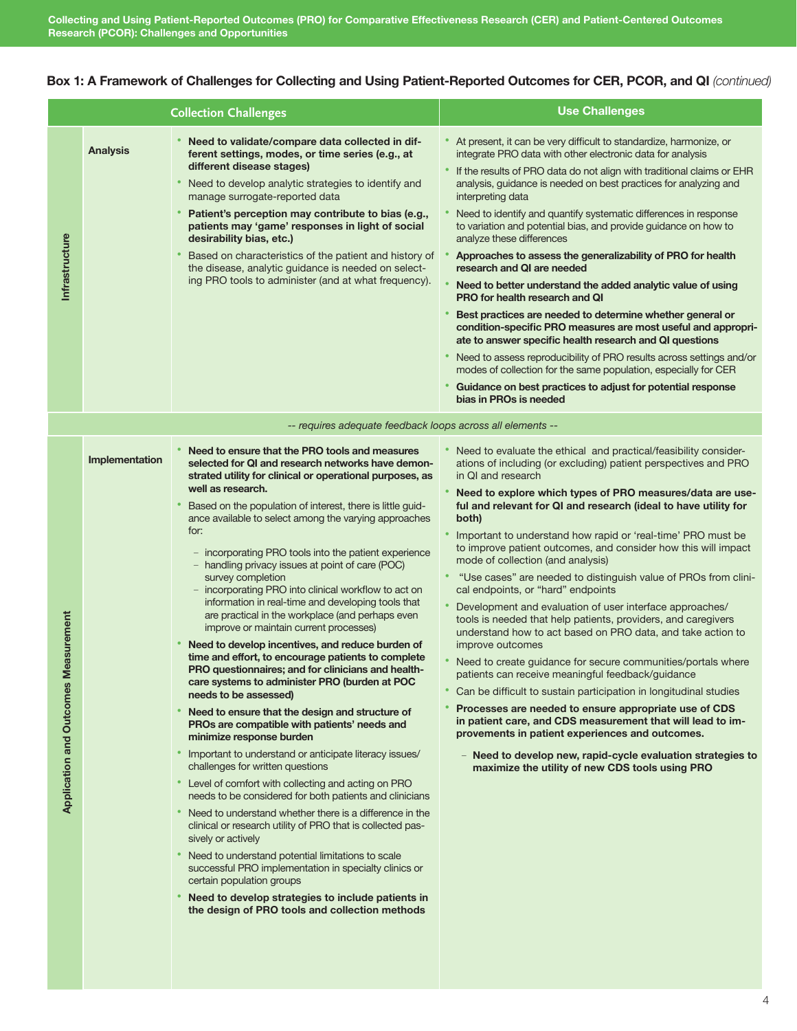**Box 1: A Framework of Challenges for Collecting and Using Patient-Reported Outcomes for CER, PCOR, and QI** *(continued)*

| | | Collection Challenges | Use Challenges |
|---|---|---|---|
| Infrastructure | Analysis | • **Need to validate/compare data collected in different settings, modes, or time series (e.g., at different disease stages)**<br>• Need to develop analytic strategies to identify and manage surrogate-reported data<br>• **Patient's perception may contribute to bias (e.g., patients may 'game' responses in light of social desirability bias, etc.)**<br>• Based on characteristics of the patient and history of the disease, analytic guidance is needed on selecting PRO tools to administer (and at what frequency). | • At present, it can be very difficult to standardize, harmonize, or integrate PRO data with other electronic data for analysis<br>• If the results of PRO data do not align with traditional claims or EHR analysis, guidance is needed on best practices for analyzing and interpreting data<br>• Need to identify and quantify systematic differences in response to variation and potential bias, and provide guidance on how to analyze these differences<br>• **Approaches to assess the generalizability of PRO for health research and QI are needed**<br>• **Need to better understand the added analytic value of using PRO for health research and QI**<br>• **Best practices are needed to determine whether general or condition-specific PRO measures are most useful and appropriate to answer specific health research and QI questions**<br>• Need to assess reproducibility of PRO results across settings and/or modes of collection for the same population, especially for CER<br>• **Guidance on best practices to adjust for potential response bias in PROs is needed** |
| | | *-- requires adequate feedback loops across all elements --* | |
| Application and Outcomes Measurement | Implementation | • **Need to ensure that the PRO tools and measures selected for QI and research networks have demonstrated utility for clinical or operational purposes, as well as research.**<br>• Based on the population of interest, there is little guidance available to select among the varying approaches for:<br>  – incorporating PRO tools into the patient experience<br>  – handling privacy issues at point of care (POC) survey completion<br>  – incorporating PRO into clinical workflow to act on information in real-time and developing tools that are practical in the workplace (and perhaps even improve or maintain current processes)<br>• **Need to develop incentives, and reduce burden of time and effort, to encourage patients to complete PRO questionnaires; and for clinicians and healthcare systems to administer PRO (burden at POC needs to be assessed)**<br>• **Need to ensure that the design and structure of PROs are compatible with patients' needs and minimize response burden**<br>• Important to understand or anticipate literacy issues/challenges for written questions<br>• Level of comfort with collecting and acting on PRO needs to be considered for both patients and clinicians<br>• Need to understand whether there is a difference in the clinical or research utility of PRO that is collected passively or actively<br>• Need to understand potential limitations to scale successful PRO implementation in specialty clinics or certain population groups<br>• **Need to develop strategies to include patients in the design of PRO tools and collection methods** | • Need to evaluate the ethical and practical/feasibility considerations of including (or excluding) patient perspectives and PRO in QI and research<br>• **Need to explore which types of PRO measures/data are useful and relevant for QI and research (ideal to have utility for both)**<br>• Important to understand how rapid or 'real-time' PRO must be to improve patient outcomes, and consider how this will impact mode of collection (and analysis)<br>• "Use cases" are needed to distinguish value of PROs from clinical endpoints, or "hard" endpoints<br>• Development and evaluation of user interface approaches/tools is needed that help patients, providers, and caregivers understand how to act based on PRO data, and take action to improve outcomes<br>• Need to create guidance for secure communities/portals where patients can receive meaningful feedback/guidance<br>• Can be difficult to sustain participation in longitudinal studies<br>• **Processes are needed to ensure appropriate use of CDS in patient care, and CDS measurement that will lead to improvements in patient experiences and outcomes.**<br>  – **Need to develop new, rapid-cycle evaluation strategies to maximize the utility of new CDS tools using PRO** |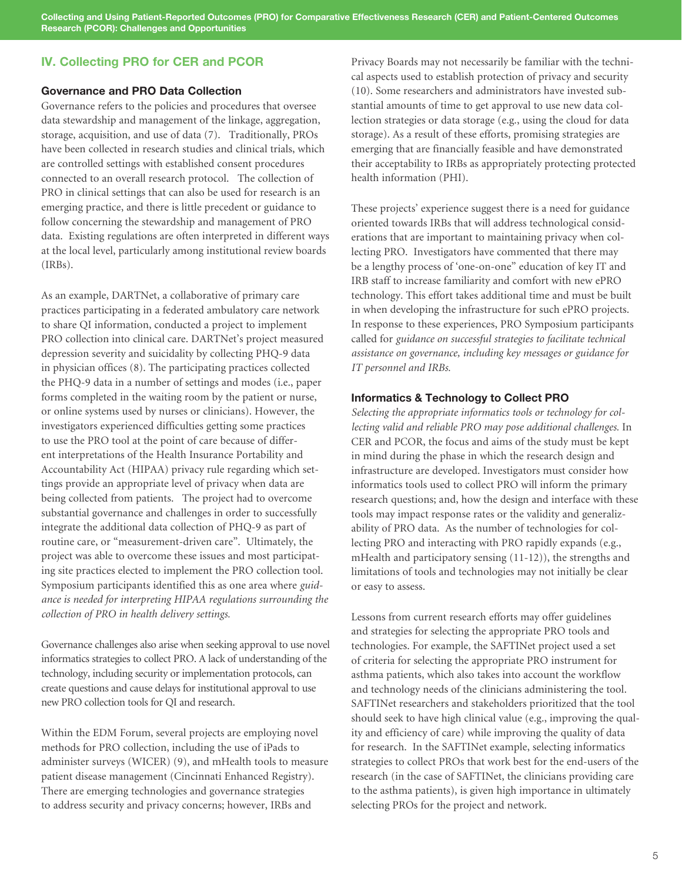## IV. Collecting PRO for CER and PCOR

### Governance and PRO Data Collection

Governance refers to the policies and procedures that oversee data stewardship and management of the linkage, aggregation, storage, acquisition, and use of data (7). Traditionally, PROs have been collected in research studies and clinical trials, which are controlled settings with established consent procedures connected to an overall research protocol. The collection of PRO in clinical settings that can also be used for research is an emerging practice, and there is little precedent or guidance to follow concerning the stewardship and management of PRO data. Existing regulations are often interpreted in different ways at the local level, particularly among institutional review boards (IRBs).

As an example, DARTNet, a collaborative of primary care practices participating in a federated ambulatory care network to share QI information, conducted a project to implement PRO collection into clinical care. DARTNet's project measured depression severity and suicidality by collecting PHQ-9 data in physician offices (8). The participating practices collected the PHQ-9 data in a number of settings and modes (i.e., paper forms completed in the waiting room by the patient or nurse, or online systems used by nurses or clinicians). However, the investigators experienced difficulties getting some practices to use the PRO tool at the point of care because of different interpretations of the Health Insurance Portability and Accountability Act (HIPAA) privacy rule regarding which settings provide an appropriate level of privacy when data are being collected from patients. The project had to overcome substantial governance and challenges in order to successfully integrate the additional data collection of PHQ-9 as part of routine care, or "measurement-driven care". Ultimately, the project was able to overcome these issues and most participating site practices elected to implement the PRO collection tool. Symposium participants identified this as one area where *guidance is needed for interpreting HIPAA regulations surrounding the collection of PRO in health delivery settings.*

Governance challenges also arise when seeking approval to use novel informatics strategies to collect PRO. A lack of understanding of the technology, including security or implementation protocols, can create questions and cause delays for institutional approval to use new PRO collection tools for QI and research.

Within the EDM Forum, several projects are employing novel methods for PRO collection, including the use of iPads to administer surveys (WICER) (9), and mHealth tools to measure patient disease management (Cincinnati Enhanced Registry). There are emerging technologies and governance strategies to address security and privacy concerns; however, IRBs and Privacy Boards may not necessarily be familiar with the technical aspects used to establish protection of privacy and security (10). Some researchers and administrators have invested substantial amounts of time to get approval to use new data collection strategies or data storage (e.g., using the cloud for data storage). As a result of these efforts, promising strategies are emerging that are financially feasible and have demonstrated their acceptability to IRBs as appropriately protecting protected health information (PHI).

These projects' experience suggest there is a need for guidance oriented towards IRBs that will address technological considerations that are important to maintaining privacy when collecting PRO. Investigators have commented that there may be a lengthy process of 'one-on-one" education of key IT and IRB staff to increase familiarity and comfort with new ePRO technology. This effort takes additional time and must be built in when developing the infrastructure for such ePRO projects. In response to these experiences, PRO Symposium participants called for *guidance on successful strategies to facilitate technical assistance on governance, including key messages or guidance for IT personnel and IRBs.*

### Informatics & Technology to Collect PRO

*Selecting the appropriate informatics tools or technology for collecting valid and reliable PRO may pose additional challenges.* In CER and PCOR, the focus and aims of the study must be kept in mind during the phase in which the research design and infrastructure are developed. Investigators must consider how informatics tools used to collect PRO will inform the primary research questions; and, how the design and interface with these tools may impact response rates or the validity and generalizability of PRO data. As the number of technologies for collecting PRO and interacting with PRO rapidly expands (e.g., mHealth and participatory sensing (11-12)), the strengths and limitations of tools and technologies may not initially be clear or easy to assess.

Lessons from current research efforts may offer guidelines and strategies for selecting the appropriate PRO tools and technologies. For example, the SAFTINet project used a set of criteria for selecting the appropriate PRO instrument for asthma patients, which also takes into account the workflow and technology needs of the clinicians administering the tool. SAFTINet researchers and stakeholders prioritized that the tool should seek to have high clinical value (e.g., improving the quality and efficiency of care) while improving the quality of data for research. In the SAFTINet example, selecting informatics strategies to collect PROs that work best for the end-users of the research (in the case of SAFTINet, the clinicians providing care to the asthma patients), is given high importance in ultimately selecting PROs for the project and network.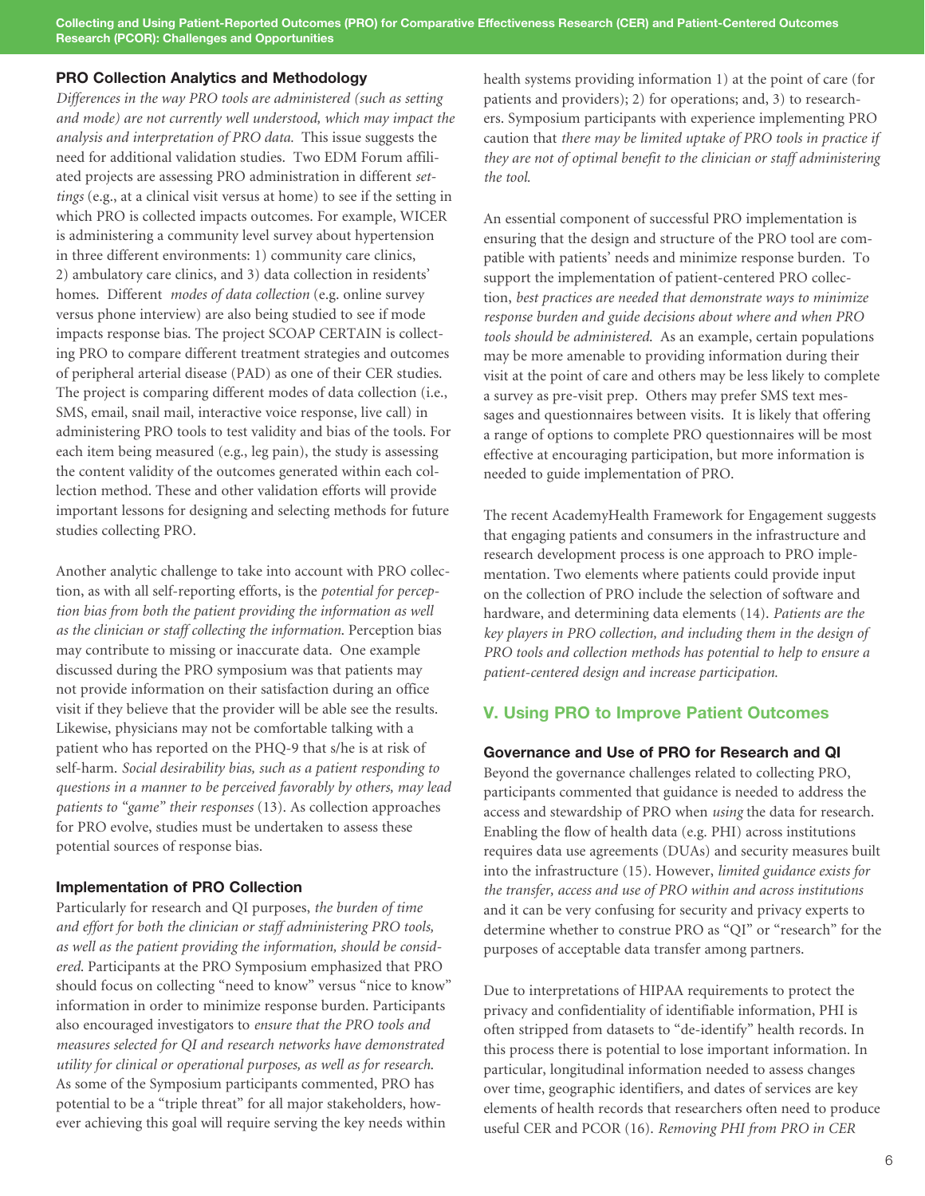### PRO Collection Analytics and Methodology

*Differences in the way PRO tools are administered (such as setting and mode) are not currently well understood, which may impact the analysis and interpretation of PRO data.* This issue suggests the need for additional validation studies. Two EDM Forum affiliated projects are assessing PRO administration in different *settings* (e.g., at a clinical visit versus at home) to see if the setting in which PRO is collected impacts outcomes. For example, WICER is administering a community level survey about hypertension in three different environments: 1) community care clinics, 2) ambulatory care clinics, and 3) data collection in residents' homes. Different *modes of data collection* (e.g. online survey versus phone interview) are also being studied to see if mode impacts response bias. The project SCOAP CERTAIN is collecting PRO to compare different treatment strategies and outcomes of peripheral arterial disease (PAD) as one of their CER studies. The project is comparing different modes of data collection (i.e., SMS, email, snail mail, interactive voice response, live call) in administering PRO tools to test validity and bias of the tools. For each item being measured (e.g., leg pain), the study is assessing the content validity of the outcomes generated within each collection method. These and other validation efforts will provide important lessons for designing and selecting methods for future studies collecting PRO.

Another analytic challenge to take into account with PRO collection, as with all self-reporting efforts, is the *potential for perception bias from both the patient providing the information as well as the clinician or staff collecting the information.* Perception bias may contribute to missing or inaccurate data. One example discussed during the PRO symposium was that patients may not provide information on their satisfaction during an office visit if they believe that the provider will be able see the results. Likewise, physicians may not be comfortable talking with a patient who has reported on the PHQ-9 that s/he is at risk of self-harm. *Social desirability bias, such as a patient responding to questions in a manner to be perceived favorably by others, may lead patients to "game" their responses* (13). As collection approaches for PRO evolve, studies must be undertaken to assess these potential sources of response bias.

### Implementation of PRO Collection

Particularly for research and QI purposes, *the burden of time and effort for both the clinician or staff administering PRO tools, as well as the patient providing the information, should be considered.* Participants at the PRO Symposium emphasized that PRO should focus on collecting "need to know" versus "nice to know" information in order to minimize response burden. Participants also encouraged investigators to *ensure that the PRO tools and measures selected for QI and research networks have demonstrated utility for clinical or operational purposes, as well as for research.* As some of the Symposium participants commented, PRO has potential to be a "triple threat" for all major stakeholders, however achieving this goal will require serving the key needs within health systems providing information 1) at the point of care (for patients and providers); 2) for operations; and, 3) to researchers. Symposium participants with experience implementing PRO caution that *there may be limited uptake of PRO tools in practice if they are not of optimal benefit to the clinician or staff administering the tool.*

An essential component of successful PRO implementation is ensuring that the design and structure of the PRO tool are compatible with patients' needs and minimize response burden. To support the implementation of patient-centered PRO collection, *best practices are needed that demonstrate ways to minimize response burden and guide decisions about where and when PRO tools should be administered.* As an example, certain populations may be more amenable to providing information during their visit at the point of care and others may be less likely to complete a survey as pre-visit prep. Others may prefer SMS text messages and questionnaires between visits. It is likely that offering a range of options to complete PRO questionnaires will be most effective at encouraging participation, but more information is needed to guide implementation of PRO.

The recent AcademyHealth Framework for Engagement suggests that engaging patients and consumers in the infrastructure and research development process is one approach to PRO implementation. Two elements where patients could provide input on the collection of PRO include the selection of software and hardware, and determining data elements (14). *Patients are the key players in PRO collection, and including them in the design of PRO tools and collection methods has potential to help to ensure a patient-centered design and increase participation.*

## V. Using PRO to Improve Patient Outcomes

### Governance and Use of PRO for Research and QI

Beyond the governance challenges related to collecting PRO, participants commented that guidance is needed to address the access and stewardship of PRO when *using* the data for research. Enabling the flow of health data (e.g. PHI) across institutions requires data use agreements (DUAs) and security measures built into the infrastructure (15). However, *limited guidance exists for the transfer, access and use of PRO within and across institutions* and it can be very confusing for security and privacy experts to determine whether to construe PRO as "QI" or "research" for the purposes of acceptable data transfer among partners.

Due to interpretations of HIPAA requirements to protect the privacy and confidentiality of identifiable information, PHI is often stripped from datasets to "de-identify" health records. In this process there is potential to lose important information. In particular, longitudinal information needed to assess changes over time, geographic identifiers, and dates of services are key elements of health records that researchers often need to produce useful CER and PCOR (16). *Removing PHI from PRO in CER*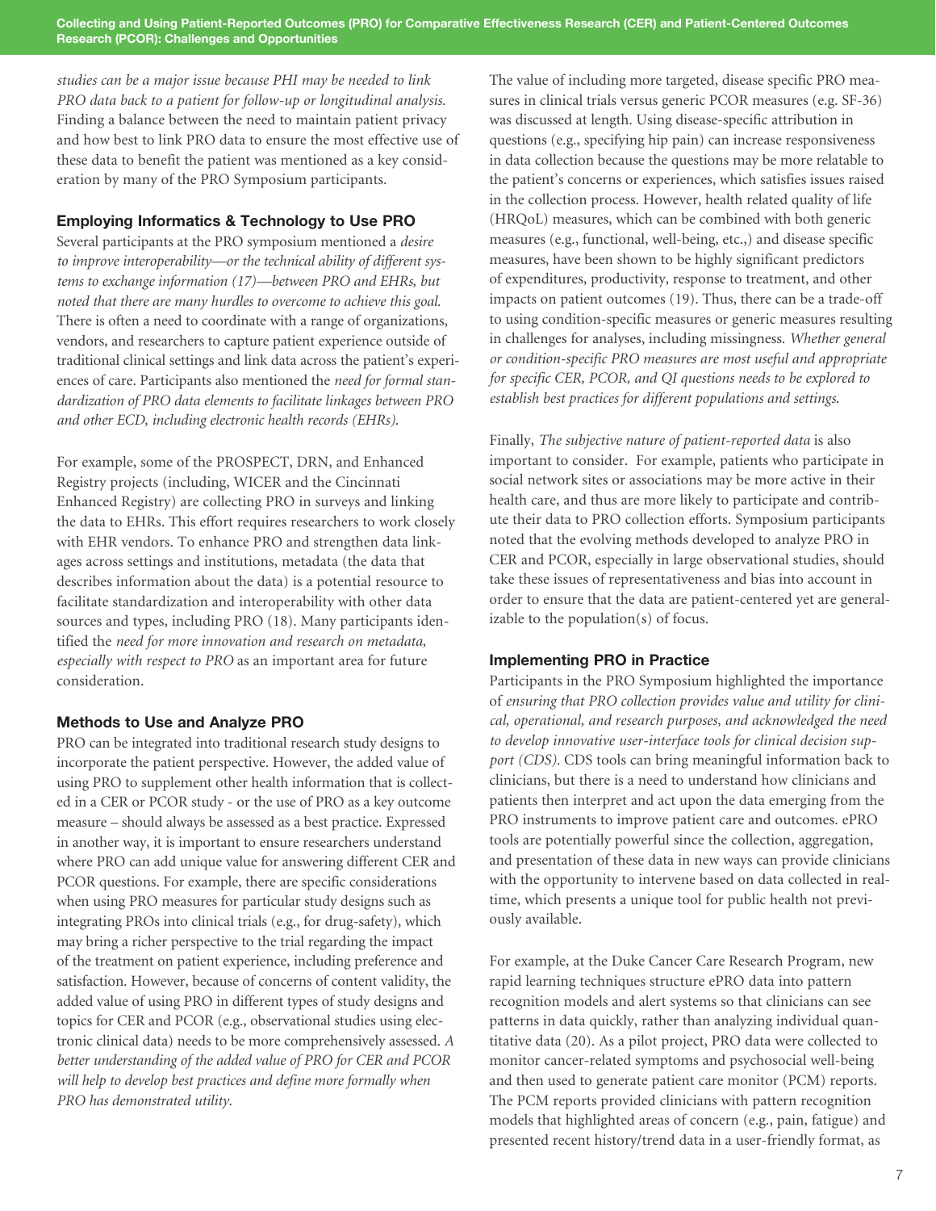*studies can be a major issue because PHI may be needed to link PRO data back to a patient for follow-up or longitudinal analysis.* Finding a balance between the need to maintain patient privacy and how best to link PRO data to ensure the most effective use of these data to benefit the patient was mentioned as a key consideration by many of the PRO Symposium participants.

### Employing Informatics & Technology to Use PRO

Several participants at the PRO symposium mentioned a *desire to improve interoperability—or the technical ability of different systems to exchange information (17)—between PRO and EHRs, but noted that there are many hurdles to overcome to achieve this goal.* There is often a need to coordinate with a range of organizations, vendors, and researchers to capture patient experience outside of traditional clinical settings and link data across the patient's experiences of care. Participants also mentioned the *need for formal standardization of PRO data elements to facilitate linkages between PRO and other ECD, including electronic health records (EHRs).*

For example, some of the PROSPECT, DRN, and Enhanced Registry projects (including, WICER and the Cincinnati Enhanced Registry) are collecting PRO in surveys and linking the data to EHRs. This effort requires researchers to work closely with EHR vendors. To enhance PRO and strengthen data linkages across settings and institutions, metadata (the data that describes information about the data) is a potential resource to facilitate standardization and interoperability with other data sources and types, including PRO (18). Many participants identified the *need for more innovation and research on metadata, especially with respect to PRO* as an important area for future consideration.

### Methods to Use and Analyze PRO

PRO can be integrated into traditional research study designs to incorporate the patient perspective. However, the added value of using PRO to supplement other health information that is collected in a CER or PCOR study - or the use of PRO as a key outcome measure – should always be assessed as a best practice. Expressed in another way, it is important to ensure researchers understand where PRO can add unique value for answering different CER and PCOR questions. For example, there are specific considerations when using PRO measures for particular study designs such as integrating PROs into clinical trials (e.g., for drug-safety), which may bring a richer perspective to the trial regarding the impact of the treatment on patient experience, including preference and satisfaction. However, because of concerns of content validity, the added value of using PRO in different types of study designs and topics for CER and PCOR (e.g., observational studies using electronic clinical data) needs to be more comprehensively assessed. *A better understanding of the added value of PRO for CER and PCOR will help to develop best practices and define more formally when PRO has demonstrated utility.*

The value of including more targeted, disease specific PRO measures in clinical trials versus generic PCOR measures (e.g. SF-36) was discussed at length. Using disease-specific attribution in questions (e.g., specifying hip pain) can increase responsiveness in data collection because the questions may be more relatable to the patient's concerns or experiences, which satisfies issues raised in the collection process. However, health related quality of life (HRQoL) measures, which can be combined with both generic measures (e.g., functional, well-being, etc.,) and disease specific measures, have been shown to be highly significant predictors of expenditures, productivity, response to treatment, and other impacts on patient outcomes (19). Thus, there can be a trade-off to using condition-specific measures or generic measures resulting in challenges for analyses, including missingness. *Whether general or condition-specific PRO measures are most useful and appropriate for specific CER, PCOR, and QI questions needs to be explored to establish best practices for different populations and settings.*

Finally, *The subjective nature of patient-reported data* is also important to consider. For example, patients who participate in social network sites or associations may be more active in their health care, and thus are more likely to participate and contribute their data to PRO collection efforts. Symposium participants noted that the evolving methods developed to analyze PRO in CER and PCOR, especially in large observational studies, should take these issues of representativeness and bias into account in order to ensure that the data are patient-centered yet are generalizable to the population(s) of focus.

### Implementing PRO in Practice

Participants in the PRO Symposium highlighted the importance of *ensuring that PRO collection provides value and utility for clinical, operational, and research purposes, and acknowledged the need to develop innovative user-interface tools for clinical decision support (CDS).* CDS tools can bring meaningful information back to clinicians, but there is a need to understand how clinicians and patients then interpret and act upon the data emerging from the PRO instruments to improve patient care and outcomes. ePRO tools are potentially powerful since the collection, aggregation, and presentation of these data in new ways can provide clinicians with the opportunity to intervene based on data collected in real-time, which presents a unique tool for public health not previously available.

For example, at the Duke Cancer Care Research Program, new rapid learning techniques structure ePRO data into pattern recognition models and alert systems so that clinicians can see patterns in data quickly, rather than analyzing individual quantitative data (20). As a pilot project, PRO data were collected to monitor cancer-related symptoms and psychosocial well-being and then used to generate patient care monitor (PCM) reports. The PCM reports provided clinicians with pattern recognition models that highlighted areas of concern (e.g., pain, fatigue) and presented recent history/trend data in a user-friendly format, as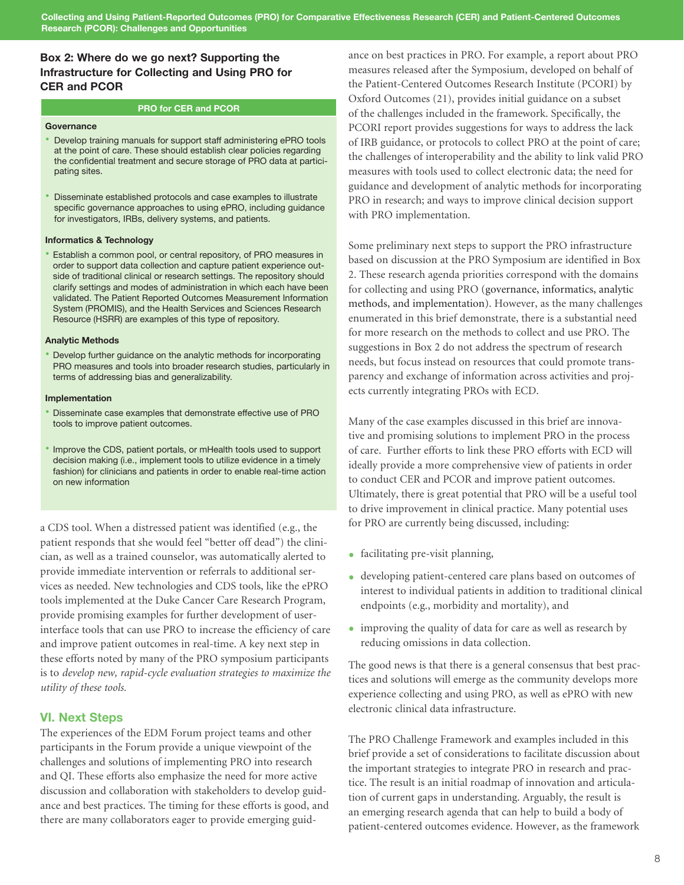### Box 2: Where do we go next? Supporting the Infrastructure for Collecting and Using PRO for CER and PCOR

**PRO for CER and PCOR**

**Governance**

- Develop training manuals for support staff administering ePRO tools at the point of care. These should establish clear policies regarding the confidential treatment and secure storage of PRO data at participating sites.
- Disseminate established protocols and case examples to illustrate specific governance approaches to using ePRO, including guidance for investigators, IRBs, delivery systems, and patients.

**Informatics & Technology**

- Establish a common pool, or central repository, of PRO measures in order to support data collection and capture patient experience outside of traditional clinical or research settings. The repository should clarify settings and modes of administration in which each have been validated. The Patient Reported Outcomes Measurement Information System (PROMIS), and the Health Services and Sciences Research Resource (HSRR) are examples of this type of repository.

**Analytic Methods**

- Develop further guidance on the analytic methods for incorporating PRO measures and tools into broader research studies, particularly in terms of addressing bias and generalizability.

**Implementation**

- Disseminate case examples that demonstrate effective use of PRO tools to improve patient outcomes.
- Improve the CDS, patient portals, or mHealth tools used to support decision making (i.e., implement tools to utilize evidence in a timely fashion) for clinicians and patients in order to enable real-time action on new information

a CDS tool. When a distressed patient was identified (e.g., the patient responds that she would feel "better off dead") the clinician, as well as a trained counselor, was automatically alerted to provide immediate intervention or referrals to additional services as needed. New technologies and CDS tools, like the ePRO tools implemented at the Duke Cancer Care Research Program, provide promising examples for further development of user-interface tools that can use PRO to increase the efficiency of care and improve patient outcomes in real-time. A key next step in these efforts noted by many of the PRO symposium participants is to *develop new, rapid-cycle evaluation strategies to maximize the utility of these tools.*

## VI. Next Steps

The experiences of the EDM Forum project teams and other participants in the Forum provide a unique viewpoint of the challenges and solutions of implementing PRO into research and QI. These efforts also emphasize the need for more active discussion and collaboration with stakeholders to develop guidance and best practices. The timing for these efforts is good, and there are many collaborators eager to provide emerging guidance on best practices in PRO. For example, a report about PRO measures released after the Symposium, developed on behalf of the Patient-Centered Outcomes Research Institute (PCORI) by Oxford Outcomes (21), provides initial guidance on a subset of the challenges included in the framework. Specifically, the PCORI report provides suggestions for ways to address the lack of IRB guidance, or protocols to collect PRO at the point of care; the challenges of interoperability and the ability to link valid PRO measures with tools used to collect electronic data; the need for guidance and development of analytic methods for incorporating PRO in research; and ways to improve clinical decision support with PRO implementation.

Some preliminary next steps to support the PRO infrastructure based on discussion at the PRO Symposium are identified in Box 2. These research agenda priorities correspond with the domains for collecting and using PRO (governance, informatics, analytic methods, and implementation). However, as the many challenges enumerated in this brief demonstrate, there is a substantial need for more research on the methods to collect and use PRO. The suggestions in Box 2 do not address the spectrum of research needs, but focus instead on resources that could promote transparency and exchange of information across activities and projects currently integrating PROs with ECD.

Many of the case examples discussed in this brief are innovative and promising solutions to implement PRO in the process of care. Further efforts to link these PRO efforts with ECD will ideally provide a more comprehensive view of patients in order to conduct CER and PCOR and improve patient outcomes. Ultimately, there is great potential that PRO will be a useful tool to drive improvement in clinical practice. Many potential uses for PRO are currently being discussed, including:

- facilitating pre-visit planning,
- developing patient-centered care plans based on outcomes of interest to individual patients in addition to traditional clinical endpoints (e.g., morbidity and mortality), and
- improving the quality of data for care as well as research by reducing omissions in data collection.

The good news is that there is a general consensus that best practices and solutions will emerge as the community develops more experience collecting and using PRO, as well as ePRO with new electronic clinical data infrastructure.

The PRO Challenge Framework and examples included in this brief provide a set of considerations to facilitate discussion about the important strategies to integrate PRO in research and practice. The result is an initial roadmap of innovation and articulation of current gaps in understanding. Arguably, the result is an emerging research agenda that can help to build a body of patient-centered outcomes evidence. However, as the framework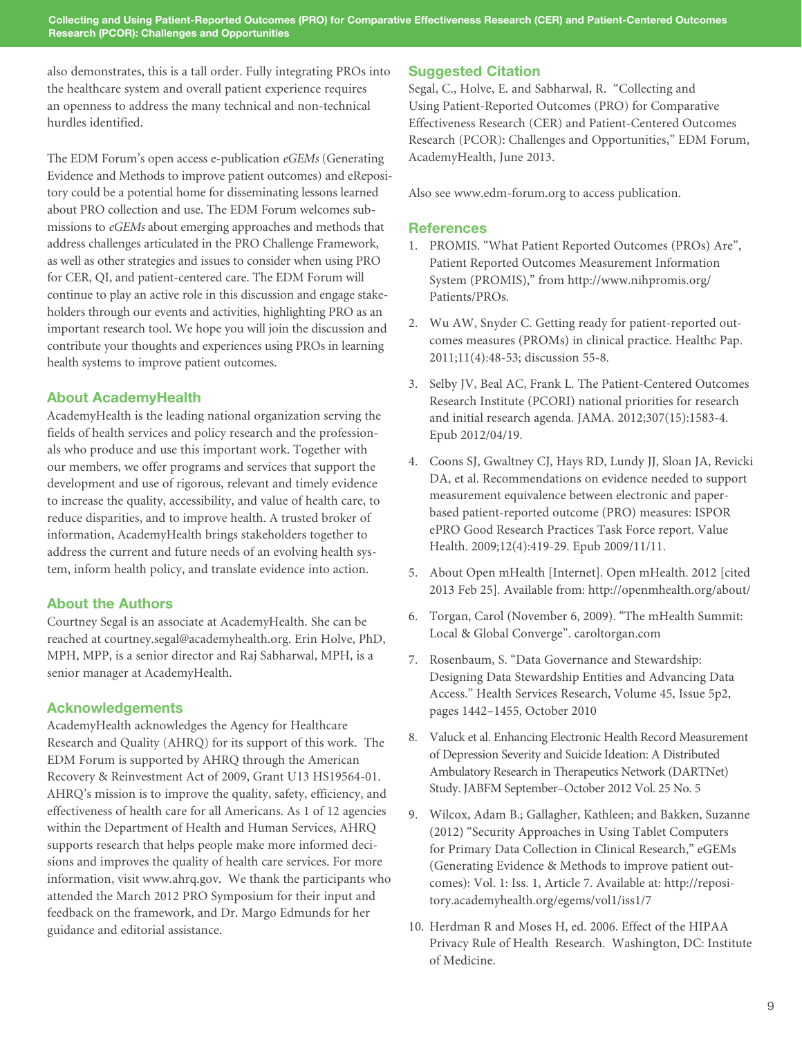also demonstrates, this is a tall order. Fully integrating PROs into the healthcare system and overall patient experience requires an openness to address the many technical and non-technical hurdles identified.

The EDM Forum's open access e-publication *eGEMs* (Generating Evidence and Methods to improve patient outcomes) and eRepository could be a potential home for disseminating lessons learned about PRO collection and use. The EDM Forum welcomes submissions to *eGEMs* about emerging approaches and methods that address challenges articulated in the PRO Challenge Framework, as well as other strategies and issues to consider when using PRO for CER, QI, and patient-centered care. The EDM Forum will continue to play an active role in this discussion and engage stakeholders through our events and activities, highlighting PRO as an important research tool. We hope you will join the discussion and contribute your thoughts and experiences using PROs in learning health systems to improve patient outcomes.

## About AcademyHealth

AcademyHealth is the leading national organization serving the fields of health services and policy research and the professionals who produce and use this important work. Together with our members, we offer programs and services that support the development and use of rigorous, relevant and timely evidence to increase the quality, accessibility, and value of health care, to reduce disparities, and to improve health. A trusted broker of information, AcademyHealth brings stakeholders together to address the current and future needs of an evolving health system, inform health policy, and translate evidence into action.

## About the Authors

Courtney Segal is an associate at AcademyHealth. She can be reached at courtney.segal@academyhealth.org. Erin Holve, PhD, MPH, MPP, is a senior director and Raj Sabharwal, MPH, is a senior manager at AcademyHealth.

## Acknowledgements

AcademyHealth acknowledges the Agency for Healthcare Research and Quality (AHRQ) for its support of this work. The EDM Forum is supported by AHRQ through the American Recovery & Reinvestment Act of 2009, Grant U13 HS19564-01. AHRQ's mission is to improve the quality, safety, efficiency, and effectiveness of health care for all Americans. As 1 of 12 agencies within the Department of Health and Human Services, AHRQ supports research that helps people make more informed decisions and improves the quality of health care services. For more information, visit www.ahrq.gov. We thank the participants who attended the March 2012 PRO Symposium for their input and feedback on the framework, and Dr. Margo Edmunds for her guidance and editorial assistance.

## Suggested Citation

Segal, C., Holve, E. and Sabharwal, R. "Collecting and Using Patient-Reported Outcomes (PRO) for Comparative Effectiveness Research (CER) and Patient-Centered Outcomes Research (PCOR): Challenges and Opportunities," EDM Forum, AcademyHealth, June 2013.

Also see www.edm-forum.org to access publication.

## References

1. PROMIS. "What Patient Reported Outcomes (PROs) Are", Patient Reported Outcomes Measurement Information System (PROMIS)," from http://www.nihpromis.org/Patients/PROs.
2. Wu AW, Snyder C. Getting ready for patient-reported outcomes measures (PROMs) in clinical practice. Healthc Pap. 2011;11(4):48-53; discussion 55-8.
3. Selby JV, Beal AC, Frank L. The Patient-Centered Outcomes Research Institute (PCORI) national priorities for research and initial research agenda. JAMA. 2012;307(15):1583-4. Epub 2012/04/19.
4. Coons SJ, Gwaltney CJ, Hays RD, Lundy JJ, Sloan JA, Revicki DA, et al. Recommendations on evidence needed to support measurement equivalence between electronic and paper-based patient-reported outcome (PRO) measures: ISPOR ePRO Good Research Practices Task Force report. Value Health. 2009;12(4):419-29. Epub 2009/11/11.
5. About Open mHealth [Internet]. Open mHealth. 2012 [cited 2013 Feb 25]. Available from: http://openmhealth.org/about/
6. Torgan, Carol (November 6, 2009). "The mHealth Summit: Local & Global Converge". caroltorgan.com
7. Rosenbaum, S. "Data Governance and Stewardship: Designing Data Stewardship Entities and Advancing Data Access." Health Services Research, Volume 45, Issue 5p2, pages 1442–1455, October 2010
8. Valuck et al. Enhancing Electronic Health Record Measurement of Depression Severity and Suicide Ideation: A Distributed Ambulatory Research in Therapeutics Network (DARTNet) Study. JABFM September–October 2012 Vol. 25 No. 5
9. Wilcox, Adam B.; Gallagher, Kathleen; and Bakken, Suzanne (2012) "Security Approaches in Using Tablet Computers for Primary Data Collection in Clinical Research," eGEMs (Generating Evidence & Methods to improve patient outcomes): Vol. 1: Iss. 1, Article 7. Available at: http://repository.academyhealth.org/egems/vol1/iss1/7
10. Herdman R and Moses H, ed. 2006. Effect of the HIPAA Privacy Rule of Health Research. Washington, DC: Institute of Medicine.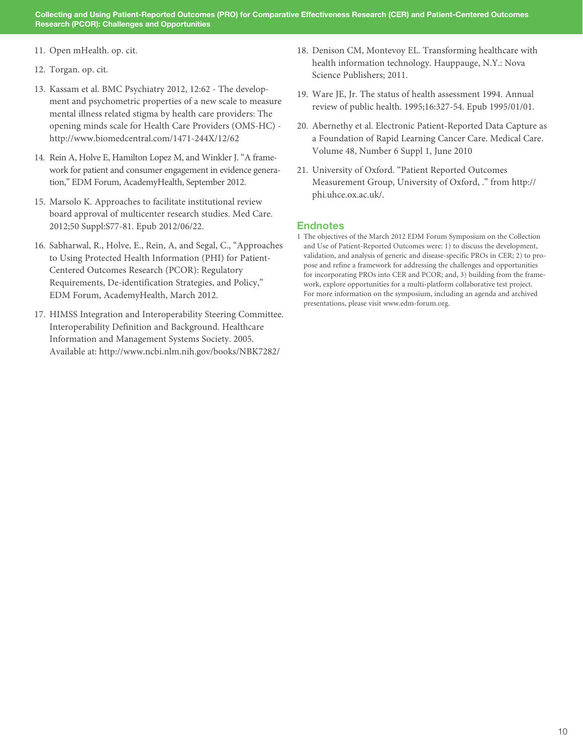11. Open mHealth. op. cit.

12. Torgan. op. cit.

13. Kassam et al. BMC Psychiatry 2012, 12:62 - The development and psychometric properties of a new scale to measure mental illness related stigma by health care providers: The opening minds scale for Health Care Providers (OMS-HC) - http://www.biomedcentral.com/1471-244X/12/62

14. Rein A, Holve E, Hamilton Lopez M, and Winkler J. "A framework for patient and consumer engagement in evidence generation," EDM Forum, AcademyHealth, September 2012.

15. Marsolo K. Approaches to facilitate institutional review board approval of multicenter research studies. Med Care. 2012;50 Suppl:S77-81. Epub 2012/06/22.

16. Sabharwal, R., Holve, E., Rein, A, and Segal, C., "Approaches to Using Protected Health Information (PHI) for Patient-Centered Outcomes Research (PCOR): Regulatory Requirements, De-identification Strategies, and Policy," EDM Forum, AcademyHealth, March 2012.

17. HIMSS Integration and Interoperability Steering Committee. Interoperability Definition and Background. Healthcare Information and Management Systems Society. 2005. Available at: http://www.ncbi.nlm.nih.gov/books/NBK7282/

18. Denison CM, Montevoy EL. Transforming healthcare with health information technology. Hauppauge, N.Y.: Nova Science Publishers; 2011.

19. Ware JE, Jr. The status of health assessment 1994. Annual review of public health. 1995;16:327-54. Epub 1995/01/01.

20. Abernethy et al. Electronic Patient-Reported Data Capture as a Foundation of Rapid Learning Cancer Care. Medical Care. Volume 48, Number 6 Suppl 1, June 2010

21. University of Oxford. "Patient Reported Outcomes Measurement Group, University of Oxford, ." from http://phi.uhce.ox.ac.uk/.

## Endnotes

1 The objectives of the March 2012 EDM Forum Symposium on the Collection and Use of Patient-Reported Outcomes were: 1) to discuss the development, validation, and analysis of generic and disease-specific PROs in CER; 2) to propose and refine a framework for addressing the challenges and opportunities for incorporating PROs into CER and PCOR; and, 3) building from the framework, explore opportunities for a multi-platform collaborative test project. For more information on the symposium, including an agenda and archived presentations, please visit www.edm-forum.org.